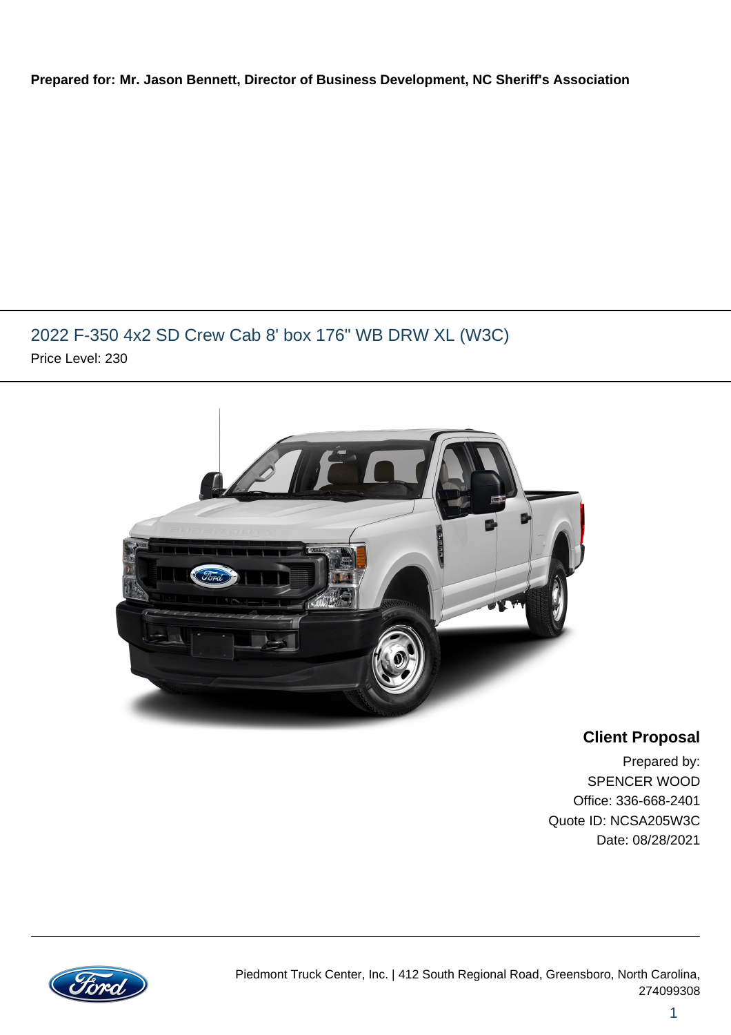**Prepared for: Mr. Jason Bennett, Director of Business Development, NC Sheriff's Association**

## 2022 F-350 4x2 SD Crew Cab 8' box 176" WB DRW XL (W3C)

Price Level: 230

**Client Proposal**

Prepared by:
SPENCER WOOD
Office: 336-668-2401
Quote ID: NCSA205W3C
Date: 08/28/2021

Piedmont Truck Center, Inc. | 412 South Regional Road, Greensboro, North Carolina, 274099308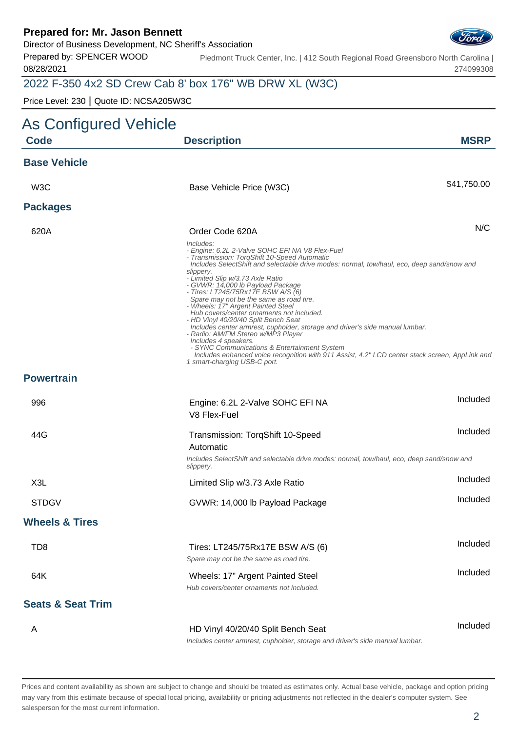**Prepared for: Mr. Jason Bennett**
Director of Business Development, NC Sheriff's Association
Prepared by: SPENCER WOOD
08/28/2021

Piedmont Truck Center, Inc. | 412 South Regional Road Greensboro North Carolina | 274099308

## 2022 F-350 4x2 SD Crew Cab 8' box 176" WB DRW XL (W3C)

Price Level: 230 | Quote ID: NCSA205W3C

# As Configured Vehicle

| Code | Description | MSRP |
|---|---|---|
| **Base Vehicle** | | |
| W3C | Base Vehicle Price (W3C) | $41,750.00 |
| **Packages** | | |
| 620A | Order Code 620A<br>*Includes:*<br>*- Engine: 6.2L 2-Valve SOHC EFI NA V8 Flex-Fuel*<br>*- Transmission: TorqShift 10-Speed Automatic*<br>*Includes SelectShift and selectable drive modes: normal, tow/haul, eco, deep sand/snow and slippery.*<br>*- Limited Slip w/3.73 Axle Ratio*<br>*- GVWR: 14,000 lb Payload Package*<br>*- Tires: LT245/75Rx17E BSW A/S (6)*<br>*Spare may not be the same as road tire.*<br>*- Wheels: 17" Argent Painted Steel*<br>*Hub covers/center ornaments not included.*<br>*- HD Vinyl 40/20/40 Split Bench Seat*<br>*Includes center armrest, cupholder, storage and driver's side manual lumbar.*<br>*- Radio: AM/FM Stereo w/MP3 Player*<br>*Includes 4 speakers.*<br>*- SYNC Communications & Entertainment System*<br>*Includes enhanced voice recognition with 911 Assist, 4.2" LCD center stack screen, AppLink and 1 smart-charging USB-C port.* | N/C |
| **Powertrain** | | |
| 996 | Engine: 6.2L 2-Valve SOHC EFI NA V8 Flex-Fuel | Included |
| 44G | Transmission: TorqShift 10-Speed Automatic<br>*Includes SelectShift and selectable drive modes: normal, tow/haul, eco, deep sand/snow and slippery.* | Included |
| X3L | Limited Slip w/3.73 Axle Ratio | Included |
| STDGV | GVWR: 14,000 lb Payload Package | Included |
| **Wheels & Tires** | | |
| TD8 | Tires: LT245/75Rx17E BSW A/S (6)<br>*Spare may not be the same as road tire.* | Included |
| 64K | Wheels: 17" Argent Painted Steel<br>*Hub covers/center ornaments not included.* | Included |
| **Seats & Seat Trim** | | |
| A | HD Vinyl 40/20/40 Split Bench Seat<br>*Includes center armrest, cupholder, storage and driver's side manual lumbar.* | Included |

Prices and content availability as shown are subject to change and should be treated as estimates only. Actual base vehicle, package and option pricing may vary from this estimate because of special local pricing, availability or pricing adjustments not reflected in the dealer's computer system. See salesperson for the most current information.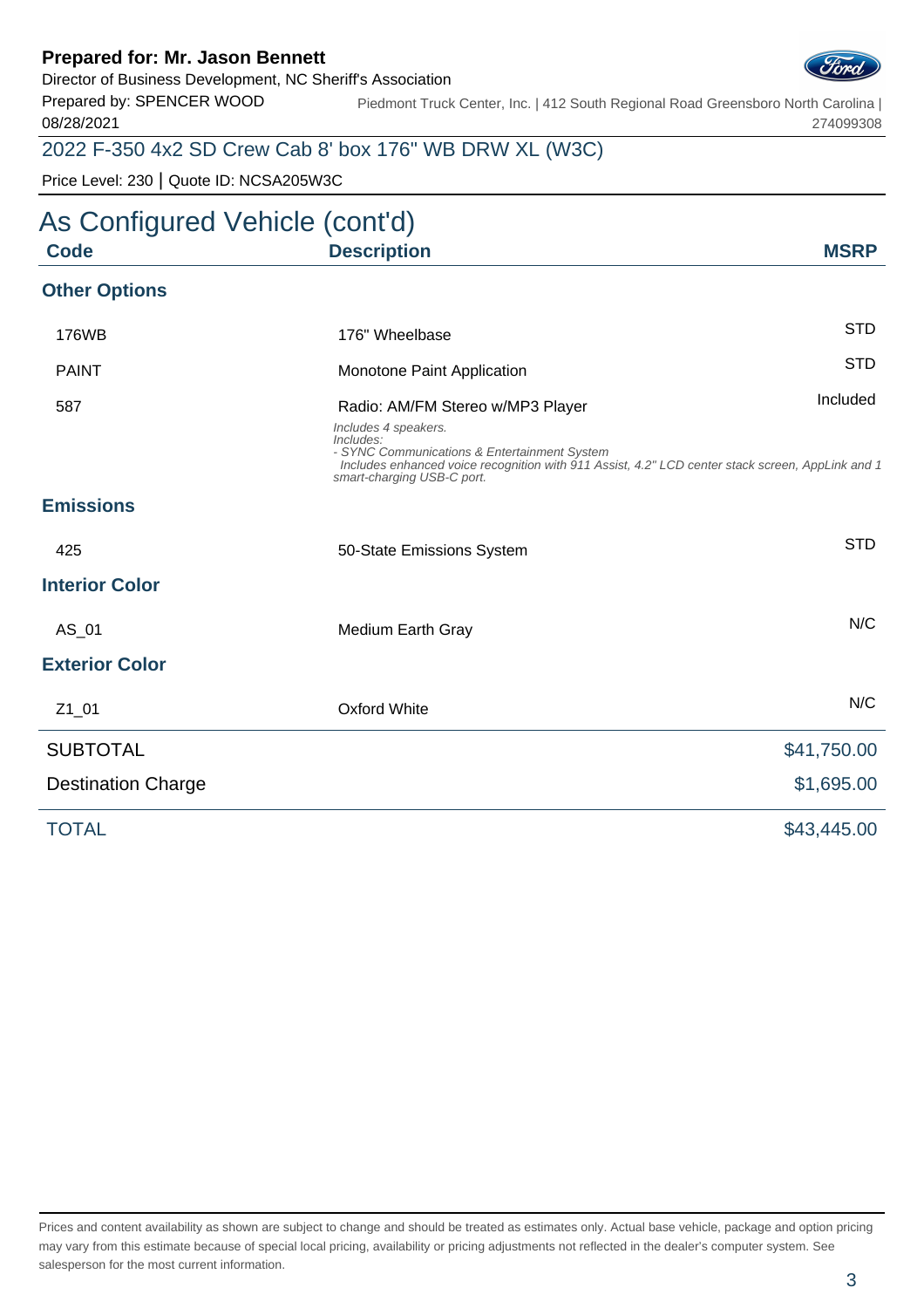**Prepared for: Mr. Jason Bennett**
Director of Business Development, NC Sheriff's Association
Prepared by: SPENCER WOOD
08/28/2021

Piedmont Truck Center, Inc. | 412 South Regional Road Greensboro North Carolina | 274099308

## 2022 F-350 4x2 SD Crew Cab 8' box 176" WB DRW XL (W3C)

Price Level: 230 | Quote ID: NCSA205W3C

# As Configured Vehicle (cont'd)

| Code | Description | MSRP |
|---|---|---|
| **Other Options** | | |
| 176WB | 176" Wheelbase | STD |
| PAINT | Monotone Paint Application | STD |
| 587 | Radio: AM/FM Stereo w/MP3 Player<br>*Includes 4 speakers.*<br>*Includes:*<br>*- SYNC Communications & Entertainment System*<br>*Includes enhanced voice recognition with 911 Assist, 4.2" LCD center stack screen, AppLink and 1 smart-charging USB-C port.* | Included |
| **Emissions** | | |
| 425 | 50-State Emissions System | STD |
| **Interior Color** | | |
| AS_01 | Medium Earth Gray | N/C |
| **Exterior Color** | | |
| Z1_01 | Oxford White | N/C |

| | |
|---|---|
| SUBTOTAL | $41,750.00 |
| Destination Charge | $1,695.00 |
| TOTAL | $43,445.00 |

Prices and content availability as shown are subject to change and should be treated as estimates only. Actual base vehicle, package and option pricing may vary from this estimate because of special local pricing, availability or pricing adjustments not reflected in the dealer's computer system. See salesperson for the most current information.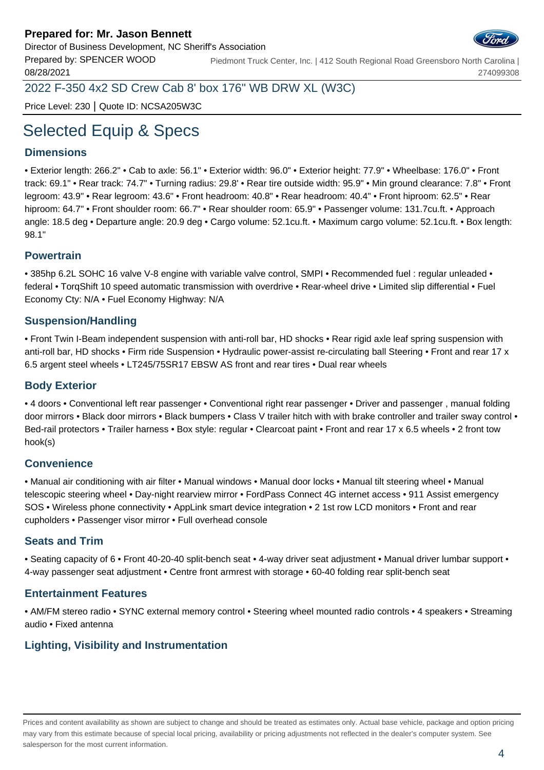**Prepared for: Mr. Jason Bennett**
Director of Business Development, NC Sheriff's Association
Prepared by: SPENCER WOOD
08/28/2021

Piedmont Truck Center, Inc. | 412 South Regional Road Greensboro North Carolina | 274099308

2022 F-350 4x2 SD Crew Cab 8' box 176" WB DRW XL (W3C)

Price Level: 230 | Quote ID: NCSA205W3C

# Selected Equip & Specs

## Dimensions

• Exterior length: 266.2" • Cab to axle: 56.1" • Exterior width: 96.0" • Exterior height: 77.9" • Wheelbase: 176.0" • Front track: 69.1" • Rear track: 74.7" • Turning radius: 29.8' • Rear tire outside width: 95.9" • Min ground clearance: 7.8" • Front legroom: 43.9" • Rear legroom: 43.6" • Front headroom: 40.8" • Rear headroom: 40.4" • Front hiproom: 62.5" • Rear hiproom: 64.7" • Front shoulder room: 66.7" • Rear shoulder room: 65.9" • Passenger volume: 131.7cu.ft. • Approach angle: 18.5 deg • Departure angle: 20.9 deg • Cargo volume: 52.1cu.ft. • Maximum cargo volume: 52.1cu.ft. • Box length: 98.1"

## Powertrain

• 385hp 6.2L SOHC 16 valve V-8 engine with variable valve control, SMPI • Recommended fuel : regular unleaded • federal • TorqShift 10 speed automatic transmission with overdrive • Rear-wheel drive • Limited slip differential • Fuel Economy Cty: N/A • Fuel Economy Highway: N/A

## Suspension/Handling

• Front Twin I-Beam independent suspension with anti-roll bar, HD shocks • Rear rigid axle leaf spring suspension with anti-roll bar, HD shocks • Firm ride Suspension • Hydraulic power-assist re-circulating ball Steering • Front and rear 17 x 6.5 argent steel wheels • LT245/75SR17 EBSW AS front and rear tires • Dual rear wheels

## Body Exterior

• 4 doors • Conventional left rear passenger • Conventional right rear passenger • Driver and passenger , manual folding door mirrors • Black door mirrors • Black bumpers • Class V trailer hitch with with brake controller and trailer sway control • Bed-rail protectors • Trailer harness • Box style: regular • Clearcoat paint • Front and rear 17 x 6.5 wheels • 2 front tow hook(s)

## Convenience

• Manual air conditioning with air filter • Manual windows • Manual door locks • Manual tilt steering wheel • Manual telescopic steering wheel • Day-night rearview mirror • FordPass Connect 4G internet access • 911 Assist emergency SOS • Wireless phone connectivity • AppLink smart device integration • 2 1st row LCD monitors • Front and rear cupholders • Passenger visor mirror • Full overhead console

## Seats and Trim

• Seating capacity of 6 • Front 40-20-40 split-bench seat • 4-way driver seat adjustment • Manual driver lumbar support • 4-way passenger seat adjustment • Centre front armrest with storage • 60-40 folding rear split-bench seat

## Entertainment Features

• AM/FM stereo radio • SYNC external memory control • Steering wheel mounted radio controls • 4 speakers • Streaming audio • Fixed antenna

## Lighting, Visibility and Instrumentation

Prices and content availability as shown are subject to change and should be treated as estimates only. Actual base vehicle, package and option pricing may vary from this estimate because of special local pricing, availability or pricing adjustments not reflected in the dealer's computer system. See salesperson for the most current information.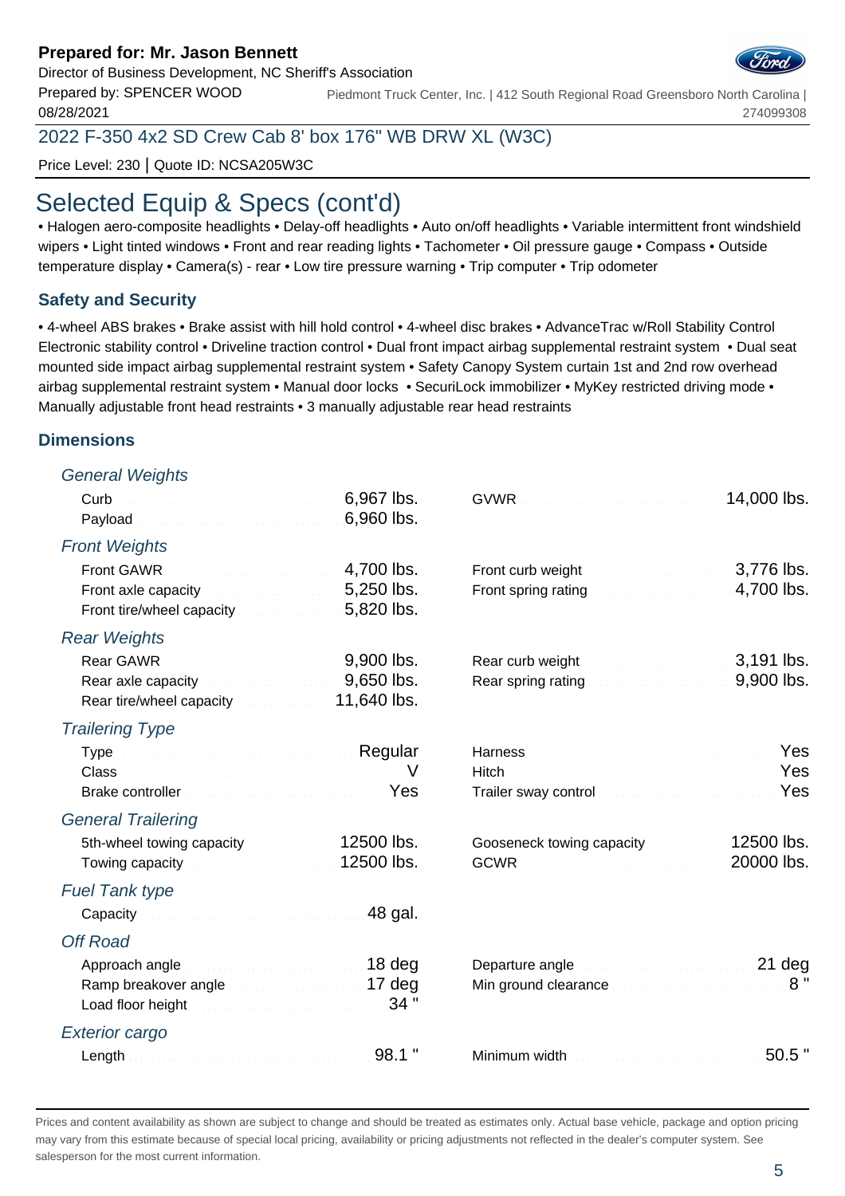**Prepared for: Mr. Jason Bennett**
Director of Business Development, NC Sheriff's Association
Prepared by: SPENCER WOOD
08/28/2021

Piedmont Truck Center, Inc. | 412 South Regional Road Greensboro North Carolina | 274099308

2022 F-350 4x2 SD Crew Cab 8' box 176" WB DRW XL (W3C)

Price Level: 230 | Quote ID: NCSA205W3C

# Selected Equip & Specs (cont'd)

• Halogen aero-composite headlights • Delay-off headlights • Auto on/off headlights • Variable intermittent front windshield wipers • Light tinted windows • Front and rear reading lights • Tachometer • Oil pressure gauge • Compass • Outside temperature display • Camera(s) - rear • Low tire pressure warning • Trip computer • Trip odometer

## Safety and Security

• 4-wheel ABS brakes • Brake assist with hill hold control • 4-wheel disc brakes • AdvanceTrac w/Roll Stability Control Electronic stability control • Driveline traction control • Dual front impact airbag supplemental restraint system • Dual seat mounted side impact airbag supplemental restraint system • Safety Canopy System curtain 1st and 2nd row overhead airbag supplemental restraint system • Manual door locks • SecuriLock immobilizer • MyKey restricted driving mode • Manually adjustable front head restraints • 3 manually adjustable rear head restraints

## Dimensions

### *General Weights*

| | | | |
|---|---|---|---|
| Curb | 6,967 lbs. | GVWR | 14,000 lbs. |
| Payload | 6,960 lbs. | | |

### *Front Weights*

| | | | |
|---|---|---|---|
| Front GAWR | 4,700 lbs. | Front curb weight | 3,776 lbs. |
| Front axle capacity | 5,250 lbs. | Front spring rating | 4,700 lbs. |
| Front tire/wheel capacity | 5,820 lbs. | | |

### *Rear Weights*

| | | | |
|---|---|---|---|
| Rear GAWR | 9,900 lbs. | Rear curb weight | 3,191 lbs. |
| Rear axle capacity | 9,650 lbs. | Rear spring rating | 9,900 lbs. |
| Rear tire/wheel capacity | 11,640 lbs. | | |

### *Trailering Type*

| | | | |
|---|---|---|---|
| Type | Regular | Harness | Yes |
| Class | V | Hitch | Yes |
| Brake controller | Yes | Trailer sway control | Yes |

### *General Trailering*

| | | | |
|---|---|---|---|
| 5th-wheel towing capacity | 12500 lbs. | Gooseneck towing capacity | 12500 lbs. |
| Towing capacity | 12500 lbs. | GCWR | 20000 lbs. |

### *Fuel Tank type*

| | |
|---|---|
| Capacity | 48 gal. |

### *Off Road*

| | | | |
|---|---|---|---|
| Approach angle | 18 deg | Departure angle | 21 deg |
| Ramp breakover angle | 17 deg | Min ground clearance | 8 " |
| Load floor height | 34 " | | |

### *Exterior cargo*

| | | | |
|---|---|---|---|
| Length | 98.1 " | Minimum width | 50.5 " |

Prices and content availability as shown are subject to change and should be treated as estimates only. Actual base vehicle, package and option pricing may vary from this estimate because of special local pricing, availability or pricing adjustments not reflected in the dealer's computer system. See salesperson for the most current information.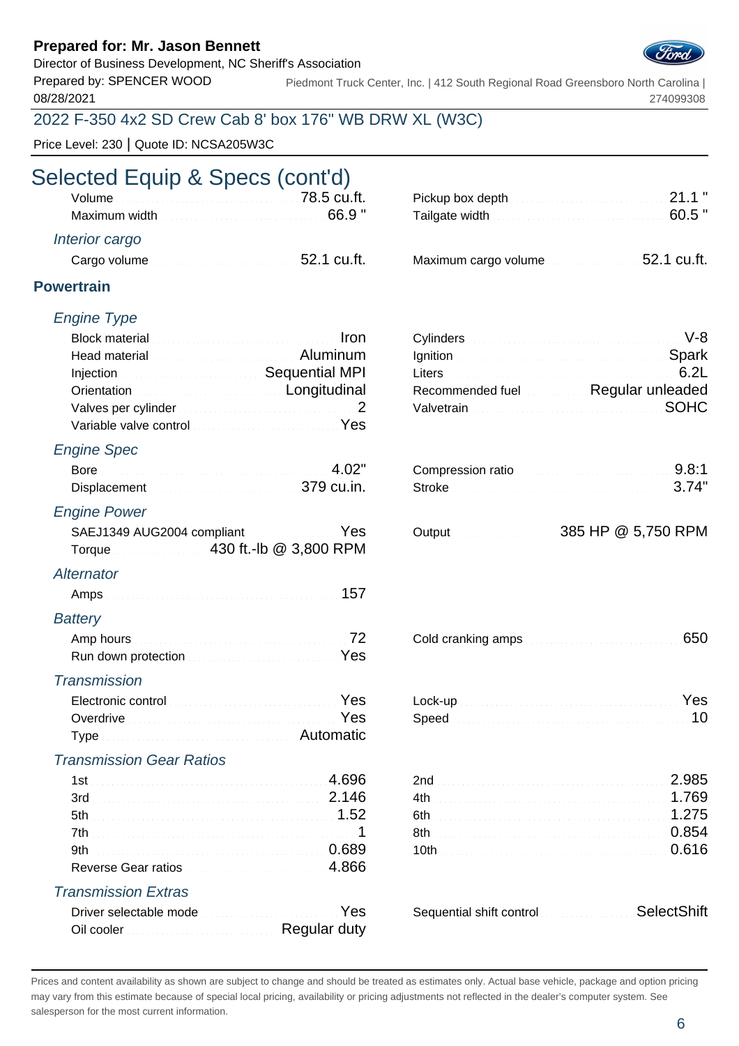Prepared for: Mr. Jason Bennett
Director of Business Development, NC Sheriff's Association
Prepared by: SPENCER WOOD
08/28/2021

Piedmont Truck Center, Inc. | 412 South Regional Road Greensboro North Carolina | 274099308

2022 F-350 4x2 SD Crew Cab 8' box 176" WB DRW XL (W3C)

Price Level: 230 | Quote ID: NCSA205W3C

# Selected Equip & Specs (cont'd)

| | | | |
|---|---|---|---|
| Volume | 78.5 cu.ft. | Pickup box depth | 21.1 " |
| Maximum width | 66.9 " | Tailgate width | 60.5 " |

*Interior cargo*

| | | | |
|---|---|---|---|
| Cargo volume | 52.1 cu.ft. | Maximum cargo volume | 52.1 cu.ft. |

## Powertrain

*Engine Type*

| | | | |
|---|---|---|---|
| Block material | Iron | Cylinders | V-8 |
| Head material | Aluminum | Ignition | Spark |
| Injection | Sequential MPI | Liters | 6.2L |
| Orientation | Longitudinal | Recommended fuel | Regular unleaded |
| Valves per cylinder | 2 | Valvetrain | SOHC |
| Variable valve control | Yes | | |

*Engine Spec*

| | | | |
|---|---|---|---|
| Bore | 4.02" | Compression ratio | 9.8:1 |
| Displacement | 379 cu.in. | Stroke | 3.74" |

*Engine Power*

| | | | |
|---|---|---|---|
| SAEJ1349 AUG2004 compliant | Yes | Output | 385 HP @ 5,750 RPM |
| Torque | 430 ft.-lb @ 3,800 RPM | | |

*Alternator*

| | |
|---|---|
| Amps | 157 |

*Battery*

| | | | |
|---|---|---|---|
| Amp hours | 72 | Cold cranking amps | 650 |
| Run down protection | Yes | | |

*Transmission*

| | | | |
|---|---|---|---|
| Electronic control | Yes | Lock-up | Yes |
| Overdrive | Yes | Speed | 10 |
| Type | Automatic | | |

*Transmission Gear Ratios*

| | | | |
|---|---|---|---|
| 1st | 4.696 | 2nd | 2.985 |
| 3rd | 2.146 | 4th | 1.769 |
| 5th | 1.52 | 6th | 1.275 |
| 7th | 1 | 8th | 0.854 |
| 9th | 0.689 | 10th | 0.616 |
| Reverse Gear ratios | 4.866 | | |

*Transmission Extras*

| | | | |
|---|---|---|---|
| Driver selectable mode | Yes | Sequential shift control | SelectShift |
| Oil cooler | Regular duty | | |

Prices and content availability as shown are subject to change and should be treated as estimates only. Actual base vehicle, package and option pricing may vary from this estimate because of special local pricing, availability or pricing adjustments not reflected in the dealer's computer system. See salesperson for the most current information.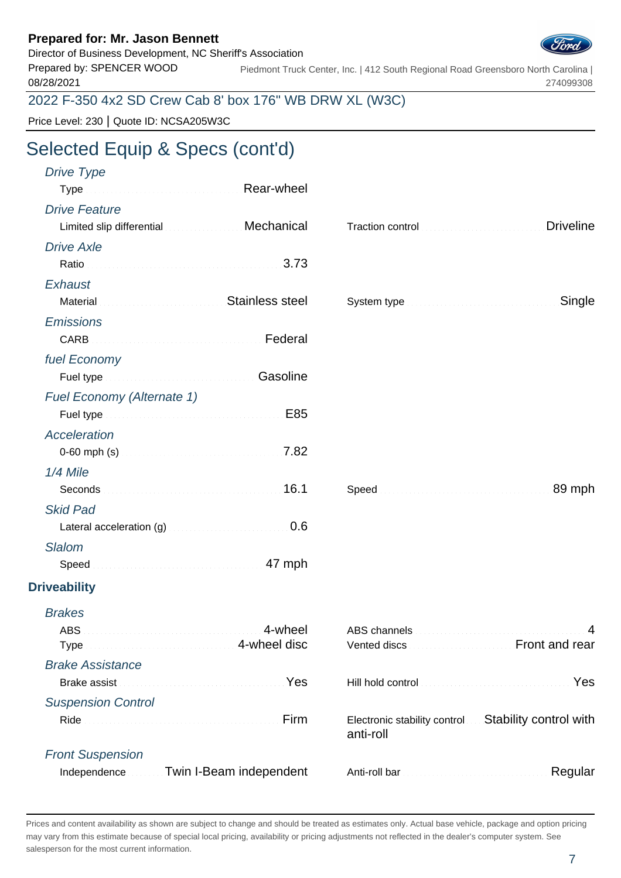**Prepared for: Mr. Jason Bennett**
Director of Business Development, NC Sheriff's Association
Prepared by: SPENCER WOOD
08/28/2021

Piedmont Truck Center, Inc. | 412 South Regional Road Greensboro North Carolina | 274099308

2022 F-350 4x2 SD Crew Cab 8' box 176" WB DRW XL (W3C)

Price Level: 230 | Quote ID: NCSA205W3C

# Selected Equip & Specs (cont'd)

*Drive Type*

| | | | |
|---|---|---|---|
| Type | Rear-wheel | | |

*Drive Feature*

| | | | |
|---|---|---|---|
| Limited slip differential | Mechanical | Traction control | Driveline |

*Drive Axle*

| | | | |
|---|---|---|---|
| Ratio | 3.73 | | |

*Exhaust*

| | | | |
|---|---|---|---|
| Material | Stainless steel | System type | Single |

*Emissions*

| | | | |
|---|---|---|---|
| CARB | Federal | | |

*fuel Economy*

| | | | |
|---|---|---|---|
| Fuel type | Gasoline | | |

*Fuel Economy (Alternate 1)*

| | | | |
|---|---|---|---|
| Fuel type | E85 | | |

*Acceleration*

| | | | |
|---|---|---|---|
| 0-60 mph (s) | 7.82 | | |

*1/4 Mile*

| | | | |
|---|---|---|---|
| Seconds | 16.1 | Speed | 89 mph |

*Skid Pad*

| | | | |
|---|---|---|---|
| Lateral acceleration (g) | 0.6 | | |

*Slalom*

| | | | |
|---|---|---|---|
| Speed | 47 mph | | |

**Driveability**

*Brakes*

| | | | |
|---|---|---|---|
| ABS | 4-wheel | ABS channels | 4 |
| Type | 4-wheel disc | Vented discs | Front and rear |

*Brake Assistance*

| | | | |
|---|---|---|---|
| Brake assist | Yes | Hill hold control | Yes |

*Suspension Control*

| | | | |
|---|---|---|---|
| Ride | Firm | Electronic stability control | Stability control with anti-roll |

*Front Suspension*

| | | | |
|---|---|---|---|
| Independence | Twin I-Beam independent | Anti-roll bar | Regular |

Prices and content availability as shown are subject to change and should be treated as estimates only. Actual base vehicle, package and option pricing may vary from this estimate because of special local pricing, availability or pricing adjustments not reflected in the dealer's computer system. See salesperson for the most current information.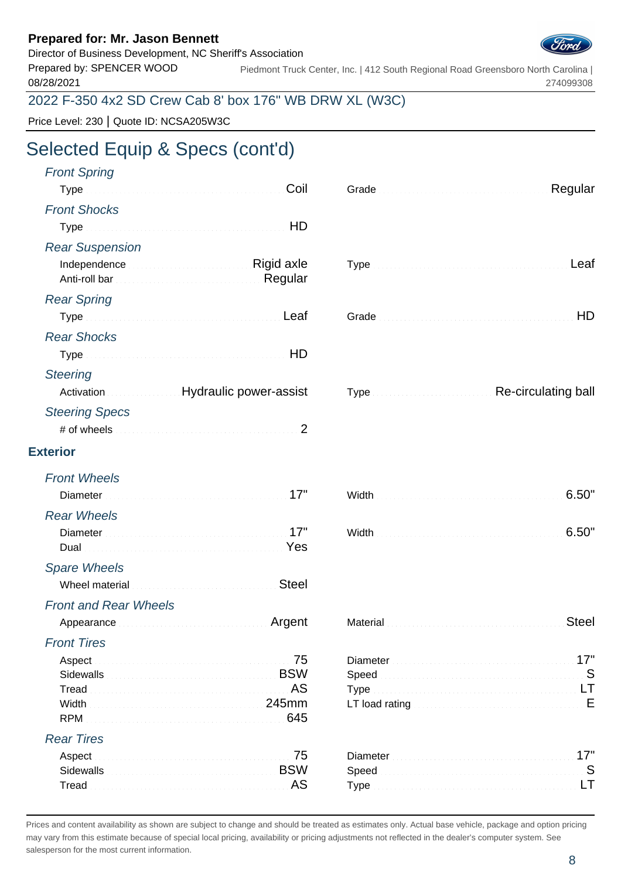**Prepared for: Mr. Jason Bennett**
Director of Business Development, NC Sheriff's Association
Prepared by: SPENCER WOOD
08/28/2021

Piedmont Truck Center, Inc. | 412 South Regional Road Greensboro North Carolina | 274099308

2022 F-350 4x2 SD Crew Cab 8' box 176" WB DRW XL (W3C)

Price Level: 230 | Quote ID: NCSA205W3C

# Selected Equip & Specs (cont'd)

### *Front Spring*

| | | | |
|---|---|---|---|
| Type | Coil | Grade | Regular |

### *Front Shocks*

| | |
|---|---|
| Type | HD |

### *Rear Suspension*

| | | | |
|---|---|---|---|
| Independence | Rigid axle | Type | Leaf |
| Anti-roll bar | Regular | | |

### *Rear Spring*

| | | | |
|---|---|---|---|
| Type | Leaf | Grade | HD |

### *Rear Shocks*

| | |
|---|---|
| Type | HD |

### *Steering*

| | | | |
|---|---|---|---|
| Activation | Hydraulic power-assist | Type | Re-circulating ball |

### *Steering Specs*

| | |
|---|---|
| # of wheels | 2 |

## Exterior

### *Front Wheels*

| | | | |
|---|---|---|---|
| Diameter | 17" | Width | 6.50" |

### *Rear Wheels*

| | | | |
|---|---|---|---|
| Diameter | 17" | Width | 6.50" |
| Dual | Yes | | |

### *Spare Wheels*

| | |
|---|---|
| Wheel material | Steel |

### *Front and Rear Wheels*

| | | | |
|---|---|---|---|
| Appearance | Argent | Material | Steel |

### *Front Tires*

| | | | |
|---|---|---|---|
| Aspect | 75 | Diameter | 17" |
| Sidewalls | BSW | Speed | S |
| Tread | AS | Type | LT |
| Width | 245mm | LT load rating | E |
| RPM | 645 | | |

### *Rear Tires*

| | | | |
|---|---|---|---|
| Aspect | 75 | Diameter | 17" |
| Sidewalls | BSW | Speed | S |
| Tread | AS | Type | LT |

Prices and content availability as shown are subject to change and should be treated as estimates only. Actual base vehicle, package and option pricing may vary from this estimate because of special local pricing, availability or pricing adjustments not reflected in the dealer's computer system. See salesperson for the most current information.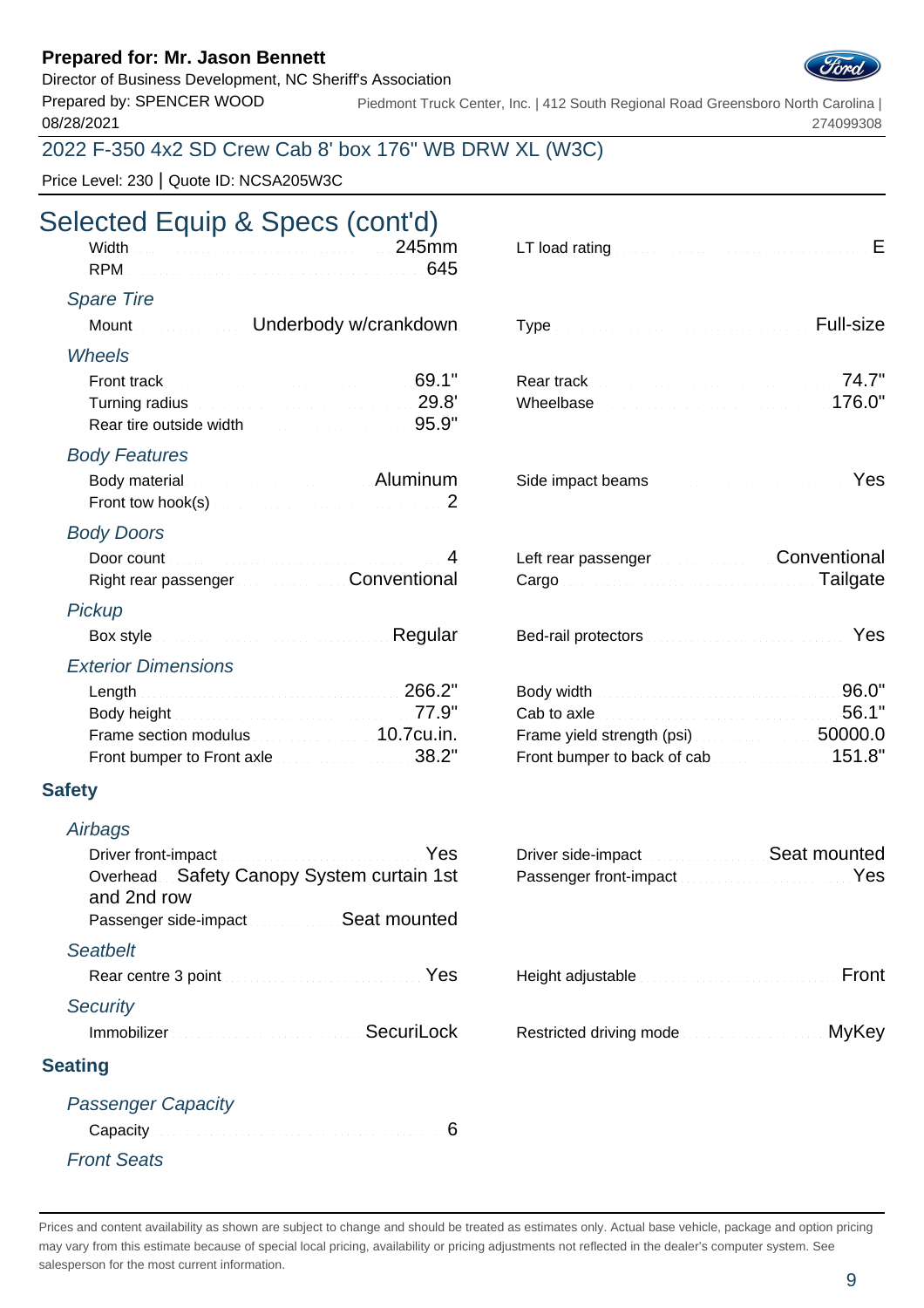**Prepared for: Mr. Jason Bennett**
Director of Business Development, NC Sheriff's Association
Prepared by: SPENCER WOOD
08/28/2021

Piedmont Truck Center, Inc. | 412 South Regional Road Greensboro North Carolina | 274099308

2022 F-350 4x2 SD Crew Cab 8' box 176" WB DRW XL (W3C)

Price Level: 230 | Quote ID: NCSA205W3C

# Selected Equip & Specs (cont'd)

| | | | |
|---|---|---|---|
| Width | 245mm | LT load rating | E |
| RPM | 645 | | |

### *Spare Tire*

| | | | |
|---|---|---|---|
| Mount | Underbody w/crankdown | Type | Full-size |

### *Wheels*

| | | | |
|---|---|---|---|
| Front track | 69.1" | Rear track | 74.7" |
| Turning radius | 29.8' | Wheelbase | 176.0" |
| Rear tire outside width | 95.9" | | |

### *Body Features*

| | | | |
|---|---|---|---|
| Body material | Aluminum | Side impact beams | Yes |
| Front tow hook(s) | 2 | | |

### *Body Doors*

| | | | |
|---|---|---|---|
| Door count | 4 | Left rear passenger | Conventional |
| Right rear passenger | Conventional | Cargo | Tailgate |

### *Pickup*

| | | | |
|---|---|---|---|
| Box style | Regular | Bed-rail protectors | Yes |

### *Exterior Dimensions*

| | | | |
|---|---|---|---|
| Length | 266.2" | Body width | 96.0" |
| Body height | 77.9" | Cab to axle | 56.1" |
| Frame section modulus | 10.7cu.in. | Frame yield strength (psi) | 50000.0 |
| Front bumper to Front axle | 38.2" | Front bumper to back of cab | 151.8" |

## Safety

### *Airbags*

| | | | |
|---|---|---|---|
| Driver front-impact | Yes | Driver side-impact | Seat mounted |
| Overhead | Safety Canopy System curtain 1st and 2nd row | Passenger front-impact | Yes |
| Passenger side-impact | Seat mounted | | |

### *Seatbelt*

| | | | |
|---|---|---|---|
| Rear centre 3 point | Yes | Height adjustable | Front |

### *Security*

| | | | |
|---|---|---|---|
| Immobilizer | SecuriLock | Restricted driving mode | MyKey |

## Seating

### *Passenger Capacity*

| | |
|---|---|
| Capacity | 6 |

### *Front Seats*

Prices and content availability as shown are subject to change and should be treated as estimates only. Actual base vehicle, package and option pricing may vary from this estimate because of special local pricing, availability or pricing adjustments not reflected in the dealer's computer system. See salesperson for the most current information.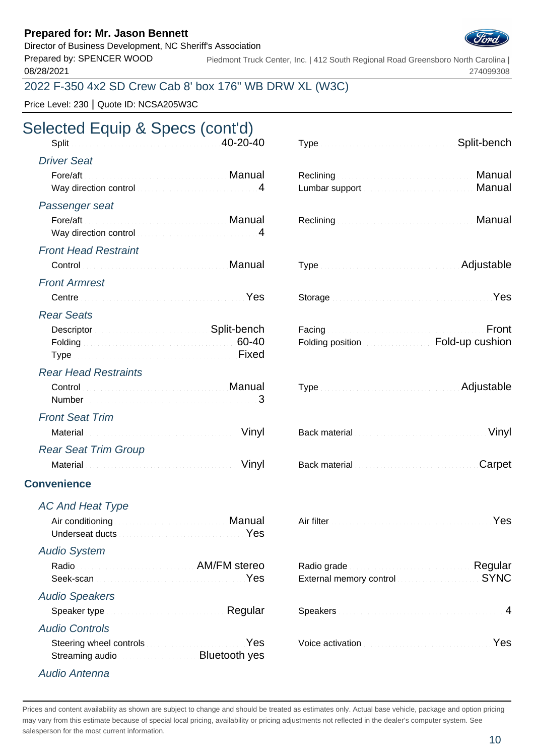**Prepared for: Mr. Jason Bennett**
Director of Business Development, NC Sheriff's Association
Prepared by: SPENCER WOOD
08/28/2021

Piedmont Truck Center, Inc. | 412 South Regional Road Greensboro North Carolina | 274099308

2022 F-350 4x2 SD Crew Cab 8' box 176" WB DRW XL (W3C)

Price Level: 230 | Quote ID: NCSA205W3C

# Selected Equip & Specs (cont'd)

| | | | |
|---|---|---|---|
| Split | 40-20-40 | Type | Split-bench |

*Driver Seat*

| | | | |
|---|---|---|---|
| Fore/aft | Manual | Reclining | Manual |
| Way direction control | 4 | Lumbar support | Manual |

*Passenger seat*

| | | | |
|---|---|---|---|
| Fore/aft | Manual | Reclining | Manual |
| Way direction control | 4 | | |

*Front Head Restraint*

| | | | |
|---|---|---|---|
| Control | Manual | Type | Adjustable |

*Front Armrest*

| | | | |
|---|---|---|---|
| Centre | Yes | Storage | Yes |

*Rear Seats*

| | | | |
|---|---|---|---|
| Descriptor | Split-bench | Facing | Front |
| Folding | 60-40 | Folding position | Fold-up cushion |
| Type | Fixed | | |

*Rear Head Restraints*

| | | | |
|---|---|---|---|
| Control | Manual | Type | Adjustable |
| Number | 3 | | |

*Front Seat Trim*

| | | | |
|---|---|---|---|
| Material | Vinyl | Back material | Vinyl |

*Rear Seat Trim Group*

| | | | |
|---|---|---|---|
| Material | Vinyl | Back material | Carpet |

## Convenience

*AC And Heat Type*

| | | | |
|---|---|---|---|
| Air conditioning | Manual | Air filter | Yes |
| Underseat ducts | Yes | | |

*Audio System*

| | | | |
|---|---|---|---|
| Radio | AM/FM stereo | Radio grade | Regular |
| Seek-scan | Yes | External memory control | SYNC |

*Audio Speakers*

| | | | |
|---|---|---|---|
| Speaker type | Regular | Speakers | 4 |

*Audio Controls*

| | | | |
|---|---|---|---|
| Steering wheel controls | Yes | Voice activation | Yes |
| Streaming audio | Bluetooth yes | | |

*Audio Antenna*

Prices and content availability as shown are subject to change and should be treated as estimates only. Actual base vehicle, package and option pricing may vary from this estimate because of special local pricing, availability or pricing adjustments not reflected in the dealer's computer system. See salesperson for the most current information.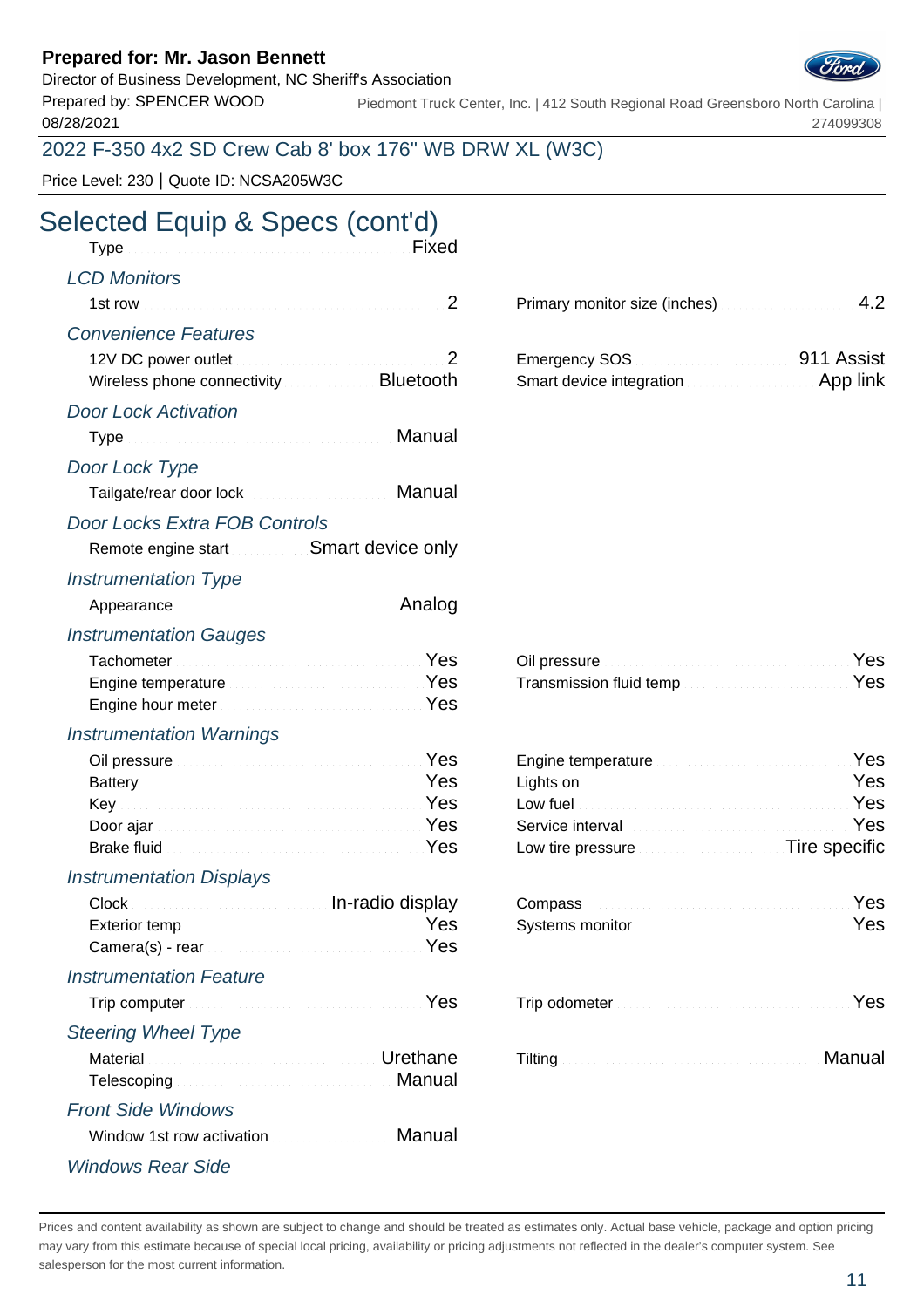**Prepared for: Mr. Jason Bennett**
Director of Business Development, NC Sheriff's Association
Prepared by: SPENCER WOOD
08/28/2021

Piedmont Truck Center, Inc. | 412 South Regional Road Greensboro North Carolina | 274099308

2022 F-350 4x2 SD Crew Cab 8' box 176" WB DRW XL (W3C)

Price Level: 230 | Quote ID: NCSA205W3C

# Selected Equip & Specs (cont'd)

Type: Fixed

### *LCD Monitors*

- 1st row: 2
- Primary monitor size (inches): 4.2

### *Convenience Features*

- 12V DC power outlet: 2
- Wireless phone connectivity: Bluetooth
- Emergency SOS: 911 Assist
- Smart device integration: App link

### *Door Lock Activation*

- Type: Manual

### *Door Lock Type*

- Tailgate/rear door lock: Manual

### *Door Locks Extra FOB Controls*

- Remote engine start: Smart device only

### *Instrumentation Type*

- Appearance: Analog

### *Instrumentation Gauges*

- Tachometer: Yes
- Engine temperature: Yes
- Engine hour meter: Yes
- Oil pressure: Yes
- Transmission fluid temp: Yes

### *Instrumentation Warnings*

- Oil pressure: Yes
- Battery: Yes
- Key: Yes
- Door ajar: Yes
- Brake fluid: Yes
- Engine temperature: Yes
- Lights on: Yes
- Low fuel: Yes
- Service interval: Yes
- Low tire pressure: Tire specific

### *Instrumentation Displays*

- Clock: In-radio display
- Exterior temp: Yes
- Camera(s) - rear: Yes
- Compass: Yes
- Systems monitor: Yes

### *Instrumentation Feature*

- Trip computer: Yes
- Trip odometer: Yes

### *Steering Wheel Type*

- Material: Urethane
- Telescoping: Manual
- Tilting: Manual

### *Front Side Windows*

- Window 1st row activation: Manual

### *Windows Rear Side*

Prices and content availability as shown are subject to change and should be treated as estimates only. Actual base vehicle, package and option pricing may vary from this estimate because of special local pricing, availability or pricing adjustments not reflected in the dealer's computer system. See salesperson for the most current information.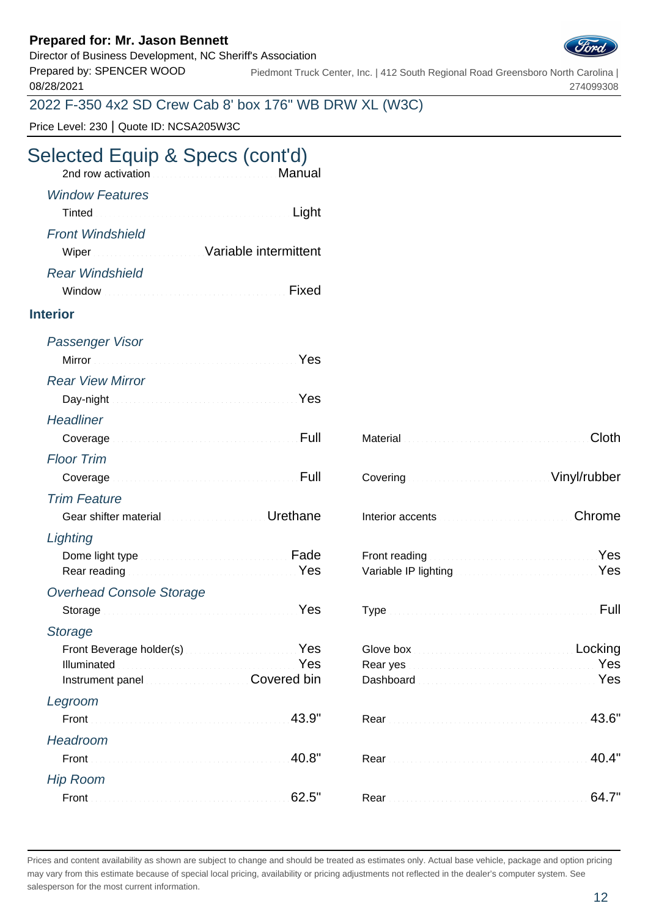## Selected Equip & Specs (cont'd)

2nd row activation ... Manual

*Window Features*

Tinted ... Light

*Front Windshield*

Wiper ... Variable intermittent

*Rear Windshield*

Window ... Fixed

### Interior

*Passenger Visor*

Mirror ... Yes

*Rear View Mirror*

Day-night ... Yes

*Headliner*

Coverage ... Full

Material ... Cloth

*Floor Trim*

Coverage ... Full

Covering ... Vinyl/rubber

*Trim Feature*

Gear shifter material ... Urethane

Interior accents ... Chrome

*Lighting*

Dome light type ... Fade

Rear reading ... Yes

Front reading ... Yes

Variable IP lighting ... Yes

*Overhead Console Storage*

Storage ... Yes

Type ... Full

*Storage*

Front Beverage holder(s) ... Yes

Illuminated ... Yes

Instrument panel ... Covered bin

Glove box ... Locking

Rear yes ... Yes

Dashboard ... Yes

*Legroom*

Front ... 43.9"

Rear ... 43.6"

*Headroom*

Front ... 40.8"

Rear ... 40.4"

*Hip Room*

Front ... 62.5"

Rear ... 64.7"

Prices and content availability as shown are subject to change and should be treated as estimates only. Actual base vehicle, package and option pricing may vary from this estimate because of special local pricing, availability or pricing adjustments not reflected in the dealer's computer system. See salesperson for the most current information.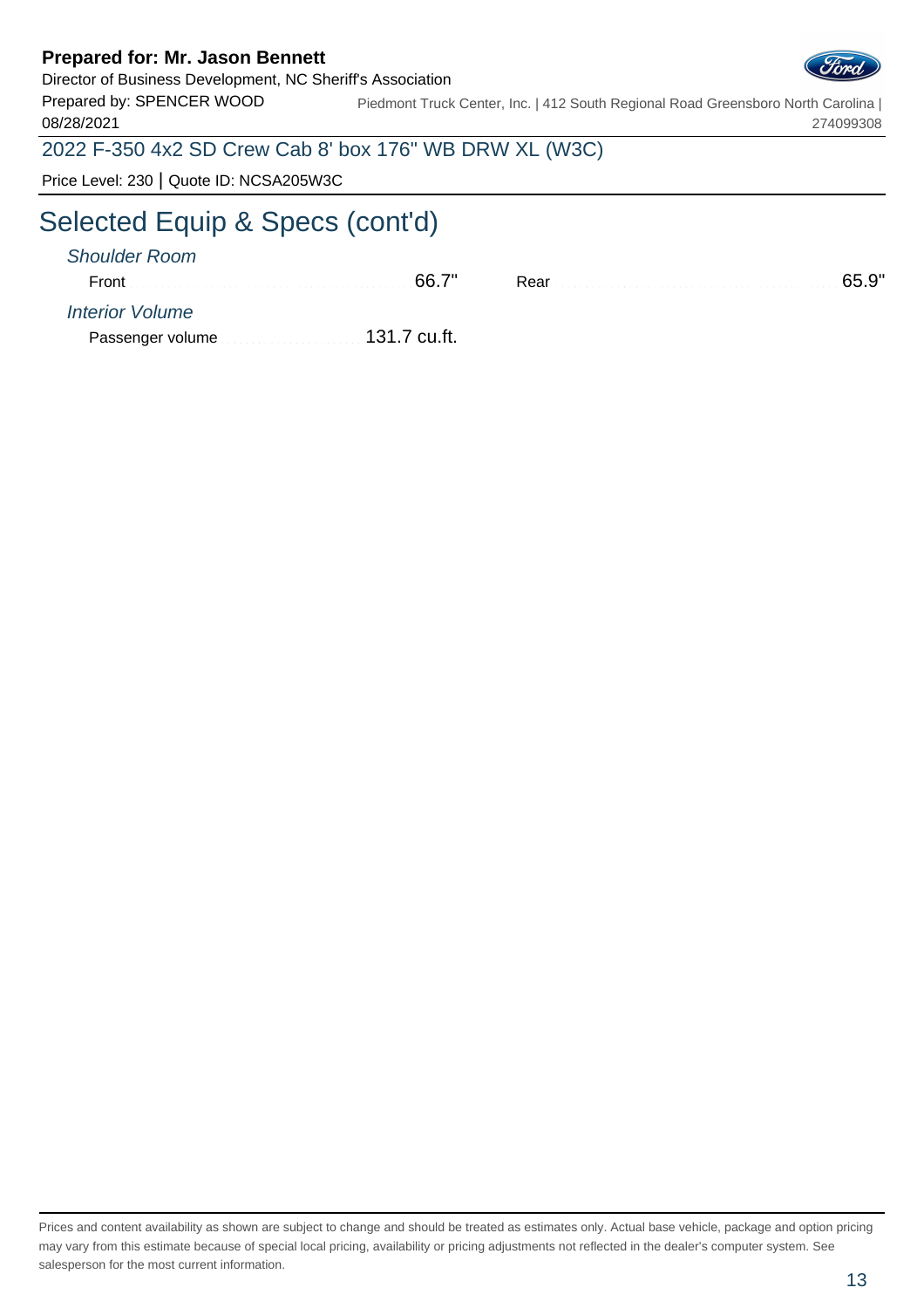# Selected Equip & Specs (cont'd)

### *Shoulder Room*

| | | | |
|---|---|---|---|
| Front | 66.7" | Rear | 65.9" |

### *Interior Volume*

| | |
|---|---|
| Passenger volume | 131.7 cu.ft. |

Prices and content availability as shown are subject to change and should be treated as estimates only. Actual base vehicle, package and option pricing may vary from this estimate because of special local pricing, availability or pricing adjustments not reflected in the dealer's computer system. See salesperson for the most current information.